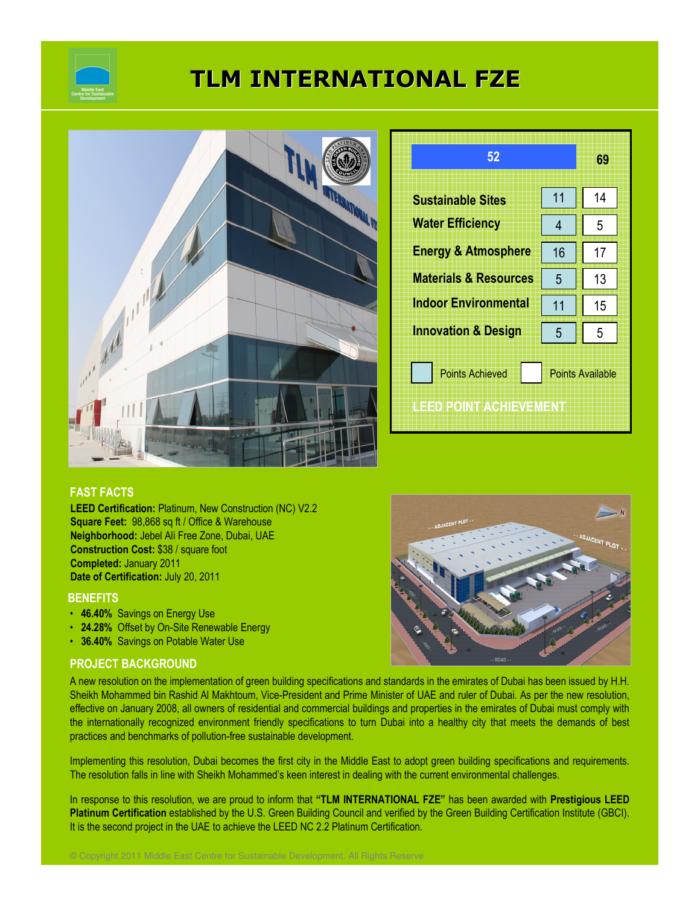# TLM INTERNATIONAL FZE

| LEED POINT ACHIEVEMENT | Points Achieved | Points Available |
|---|---|---|
| Total | 52 | 69 |
| Sustainable Sites | 11 | 14 |
| Water Efficiency | 4 | 5 |
| Energy & Atmosphere | 16 | 17 |
| Materials & Resources | 5 | 13 |
| Indoor Environmental | 11 | 15 |
| Innovation & Design | 5 | 5 |

## FAST FACTS

**LEED Certification:** Platinum, New Construction (NC) V2.2
**Square Feet:** 98,868 sq ft / Office & Warehouse
**Neighborhood:** Jebel Ali Free Zone, Dubai, UAE
**Construction Cost:** $38 / square foot
**Completed:** January 2011
**Date of Certification:** July 20, 2011

## BENEFITS

- **46.40%** Savings on Energy Use
- **24.28%** Offset by On-Site Renewable Energy
- **36.40%** Savings on Potable Water Use

## PROJECT BACKGROUND

A new resolution on the implementation of green building specifications and standards in the emirates of Dubai has been issued by H.H. Sheikh Mohammed bin Rashid Al Makhtoum, Vice-President and Prime Minister of UAE and ruler of Dubai. As per the new resolution, effective on January 2008, all owners of residential and commercial buildings and properties in the emirates of Dubai must comply with the internationally recognized environment friendly specifications to turn Dubai into a healthy city that meets the demands of best practices and benchmarks of pollution-free sustainable development.

Implementing this resolution, Dubai becomes the first city in the Middle East to adopt green building specifications and requirements. The resolution falls in line with Sheikh Mohammed's keen interest in dealing with the current environmental challenges.

In response to this resolution, we are proud to inform that **"TLM INTERNATIONAL FZE"** has been awarded with **Prestigious LEED Platinum Certification** established by the U.S. Green Building Council and verified by the Green Building Certification Institute (GBCI). It is the second project in the UAE to achieve the LEED NC 2.2 Platinum Certification.

© Copyright 2011 Middle East Centre for Sustainable Development. All Rights Reserve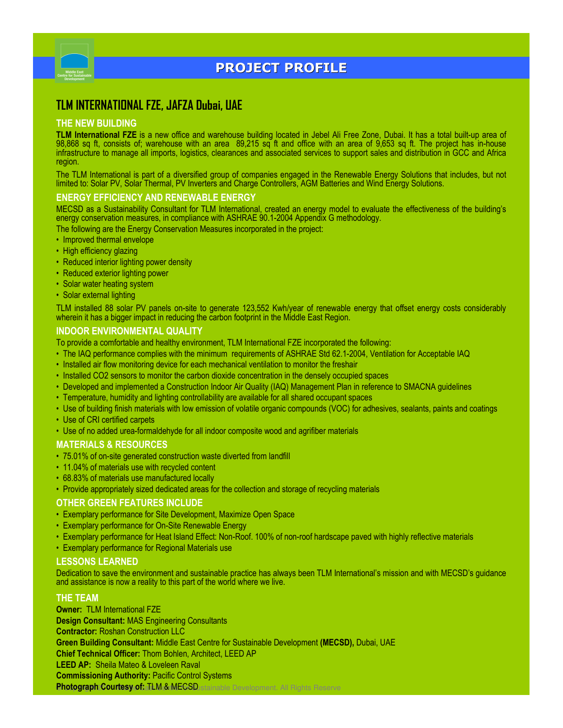# PROJECT PROFILE

## TLM INTERNATIONAL FZE, JAFZA Dubai, UAE

### THE NEW BUILDING

**TLM International FZE** is a new office and warehouse building located in Jebel Ali Free Zone, Dubai. It has a total built-up area of 98,868 sq ft, consists of; warehouse with an area 89,215 sq ft and office with an area of 9,653 sq ft. The project has in-house infrastructure to manage all imports, logistics, clearances and associated services to support sales and distribution in GCC and Africa region.

The TLM International is part of a diversified group of companies engaged in the Renewable Energy Solutions that includes, but not limited to: Solar PV, Solar Thermal, PV Inverters and Charge Controllers, AGM Batteries and Wind Energy Solutions.

### ENERGY EFFICIENCY AND RENEWABLE ENERGY

MECSD as a Sustainability Consultant for TLM International, created an energy model to evaluate the effectiveness of the building's energy conservation measures, in compliance with ASHRAE 90.1-2004 Appendix G methodology.

The following are the Energy Conservation Measures incorporated in the project:

- Improved thermal envelope
- High efficiency glazing
- Reduced interior lighting power density
- Reduced exterior lighting power
- Solar water heating system
- Solar external lighting

TLM installed 88 solar PV panels on-site to generate 123,552 Kwh/year of renewable energy that offset energy costs considerably wherein it has a bigger impact in reducing the carbon footprint in the Middle East Region.

### INDOOR ENVIRONMENTAL QUALITY

To provide a comfortable and healthy environment, TLM International FZE incorporated the following:

- The IAQ performance complies with the minimum requirements of ASHRAE Std 62.1-2004, Ventilation for Acceptable IAQ
- Installed air flow monitoring device for each mechanical ventilation to monitor the freshair
- Installed $CO_2$ sensors to monitor the carbon dioxide concentration in the densely occupied spaces
- Developed and implemented a Construction Indoor Air Quality (IAQ) Management Plan in reference to SMACNA guidelines
- Temperature, humidity and lighting controllability are available for all shared occupant spaces
- Use of building finish materials with low emission of volatile organic compounds (VOC) for adhesives, sealants, paints and coatings
- Use of CRI certified carpets
- Use of no added urea-formaldehyde for all indoor composite wood and agrifiber materials

### MATERIALS & RESOURCES

- 75.01% of on-site generated construction waste diverted from landfill
- 11.04% of materials use with recycled content
- 68.83% of materials use manufactured locally
- Provide appropriately sized dedicated areas for the collection and storage of recycling materials

### OTHER GREEN FEATURES INCLUDE

- Exemplary performance for Site Development, Maximize Open Space
- Exemplary performance for On-Site Renewable Energy
- Exemplary performance for Heat Island Effect: Non-Roof. 100% of non-roof hardscape paved with highly reflective materials
- Exemplary performance for Regional Materials use

### LESSONS LEARNED

Dedication to save the environment and sustainable practice has always been TLM International's mission and with MECSD's guidance and assistance is now a reality to this part of the world where we live.

### THE TEAM

**Owner:** TLM International FZE
**Design Consultant:** MAS Engineering Consultants
**Contractor:** Roshan Construction LLC
**Green Building Consultant:** Middle East Centre for Sustainable Development **(MECSD),** Dubai, UAE
**Chief Technical Officer:** Thom Bohlen, Architect, LEED AP
**LEED AP:** Sheila Mateo & Loveleen Raval
**Commissioning Authority:** Pacific Control Systems
**Photograph Courtesy of:** TLM & MECSD